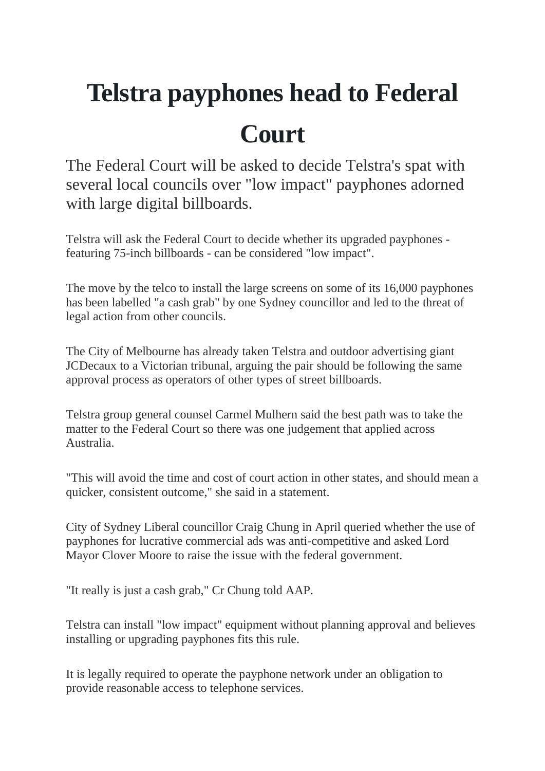# Telstra payphones head to Federal Court

The Federal Court will be asked to decide Telstra's spat with several local councils over "low impact" payphones adorned with large digital billboards.

Telstra will ask the Federal Court to decide whether its upgraded payphones - featuring 75-inch billboards - can be considered "low impact".

The move by the telco to install the large screens on some of its 16,000 payphones has been labelled "a cash grab" by one Sydney councillor and led to the threat of legal action from other councils.

The City of Melbourne has already taken Telstra and outdoor advertising giant JCDecaux to a Victorian tribunal, arguing the pair should be following the same approval process as operators of other types of street billboards.

Telstra group general counsel Carmel Mulhern said the best path was to take the matter to the Federal Court so there was one judgement that applied across Australia.

"This will avoid the time and cost of court action in other states, and should mean a quicker, consistent outcome," she said in a statement.

City of Sydney Liberal councillor Craig Chung in April queried whether the use of payphones for lucrative commercial ads was anti-competitive and asked Lord Mayor Clover Moore to raise the issue with the federal government.

"It really is just a cash grab," Cr Chung told AAP.

Telstra can install "low impact" equipment without planning approval and believes installing or upgrading payphones fits this rule.

It is legally required to operate the payphone network under an obligation to provide reasonable access to telephone services.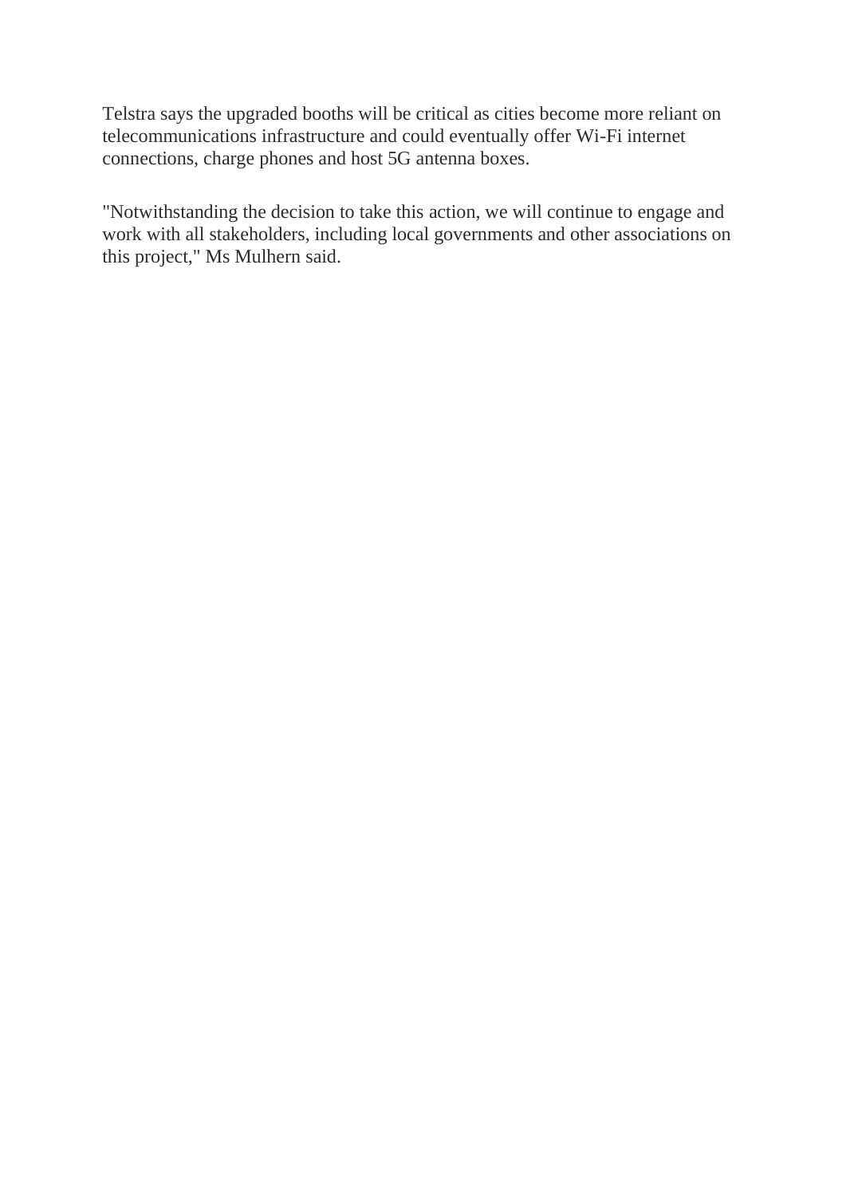Telstra says the upgraded booths will be critical as cities become more reliant on telecommunications infrastructure and could eventually offer Wi-Fi internet connections, charge phones and host 5G antenna boxes.

"Notwithstanding the decision to take this action, we will continue to engage and work with all stakeholders, including local governments and other associations on this project," Ms Mulhern said.